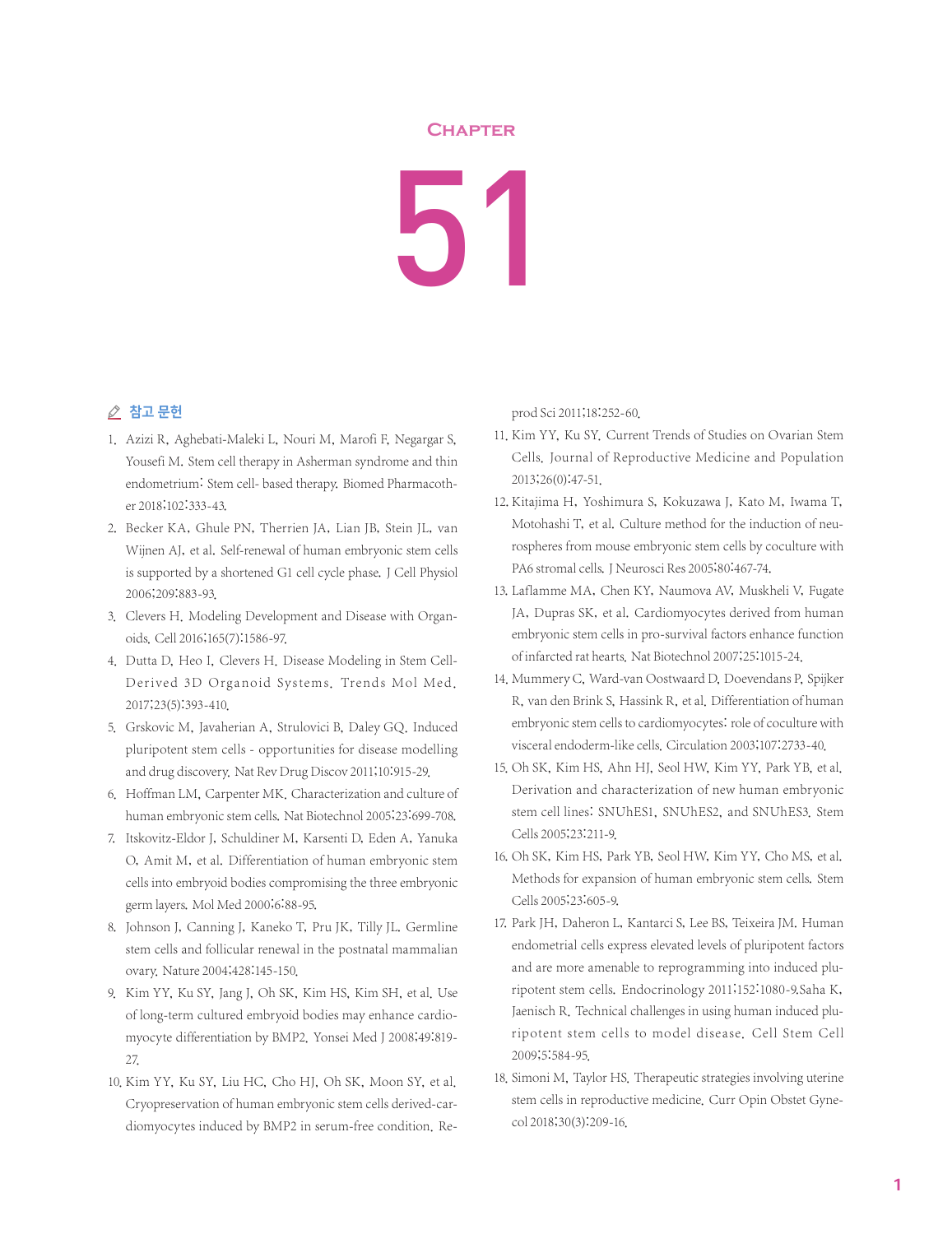# Chapter 51

## 참고 문헌

1. Azizi R, Aghebati-Maleki L, Nouri M, Marofi F, Negargar S, Yousefi M. Stem cell therapy in Asherman syndrome and thin endometrium: Stem cell- based therapy. Biomed Pharmacother 2018;102:333-43.
2. Becker KA, Ghule PN, Therrien JA, Lian JB, Stein JL, van Wijnen AJ, et al. Self-renewal of human embryonic stem cells is supported by a shortened G1 cell cycle phase. J Cell Physiol 2006;209:883-93.
3. Clevers H. Modeling Development and Disease with Organoids. Cell 2016;165(7):1586-97.
4. Dutta D, Heo I, Clevers H. Disease Modeling in Stem Cell-Derived 3D Organoid Systems. Trends Mol Med. 2017;23(5):393-410.
5. Grskovic M, Javaherian A, Strulovici B, Daley GQ. Induced pluripotent stem cells - opportunities for disease modelling and drug discovery. Nat Rev Drug Discov 2011;10:915-29.
6. Hoffman LM, Carpenter MK. Characterization and culture of human embryonic stem cells. Nat Biotechnol 2005;23:699-708.
7. Itskovitz-Eldor J, Schuldiner M, Karsenti D, Eden A, Yanuka O, Amit M, et al. Differentiation of human embryonic stem cells into embryoid bodies compromising the three embryonic germ layers. Mol Med 2000;6:88-95.
8. Johnson J, Canning J, Kaneko T, Pru JK, Tilly JL. Germline stem cells and follicular renewal in the postnatal mammalian ovary. Nature 2004;428:145-150.
9. Kim YY, Ku SY, Jang J, Oh SK, Kim HS, Kim SH, et al. Use of long-term cultured embryoid bodies may enhance cardiomyocyte differentiation by BMP2. Yonsei Med J 2008;49:819-27.
10. Kim YY, Ku SY, Liu HC, Cho HJ, Oh SK, Moon SY, et al. Cryopreservation of human embryonic stem cells derived-cardiomyocytes induced by BMP2 in serum-free condition. Reprod Sci 2011;18:252-60.
11. Kim YY, Ku SY. Current Trends of Studies on Ovarian Stem Cells. Journal of Reproductive Medicine and Population 2013;26(0):47-51.
12. Kitajima H, Yoshimura S, Kokuzawa J, Kato M, Iwama T, Motohashi T, et al. Culture method for the induction of neurospheres from mouse embryonic stem cells by coculture with PA6 stromal cells. J Neurosci Res 2005;80:467-74.
13. Laflamme MA, Chen KY, Naumova AV, Muskheli V, Fugate JA, Dupras SK, et al. Cardiomyocytes derived from human embryonic stem cells in pro-survival factors enhance function of infarcted rat hearts. Nat Biotechnol 2007;25:1015-24.
14. Mummery C, Ward-van Oostwaard D, Doevendans P, Spijker R, van den Brink S, Hassink R, et al. Differentiation of human embryonic stem cells to cardiomyocytes: role of coculture with visceral endoderm-like cells. Circulation 2003;107:2733-40.
15. Oh SK, Kim HS, Ahn HJ, Seol HW, Kim YY, Park YB, et al. Derivation and characterization of new human embryonic stem cell lines: SNUhES1, SNUhES2, and SNUhES3. Stem Cells 2005;23:211-9.
16. Oh SK, Kim HS, Park YB, Seol HW, Kim YY, Cho MS, et al. Methods for expansion of human embryonic stem cells. Stem Cells 2005;23:605-9.
17. Park JH, Daheron L, Kantarci S, Lee BS, Teixeira JM. Human endometrial cells express elevated levels of pluripotent factors and are more amenable to reprogramming into induced pluripotent stem cells. Endocrinology 2011;152:1080-9.Saha K, Jaenisch R. Technical challenges in using human induced pluripotent stem cells to model disease. Cell Stem Cell 2009;5:584-95.
18. Simoni M, Taylor HS. Therapeutic strategies involving uterine stem cells in reproductive medicine. Curr Opin Obstet Gynecol 2018;30(3):209-16.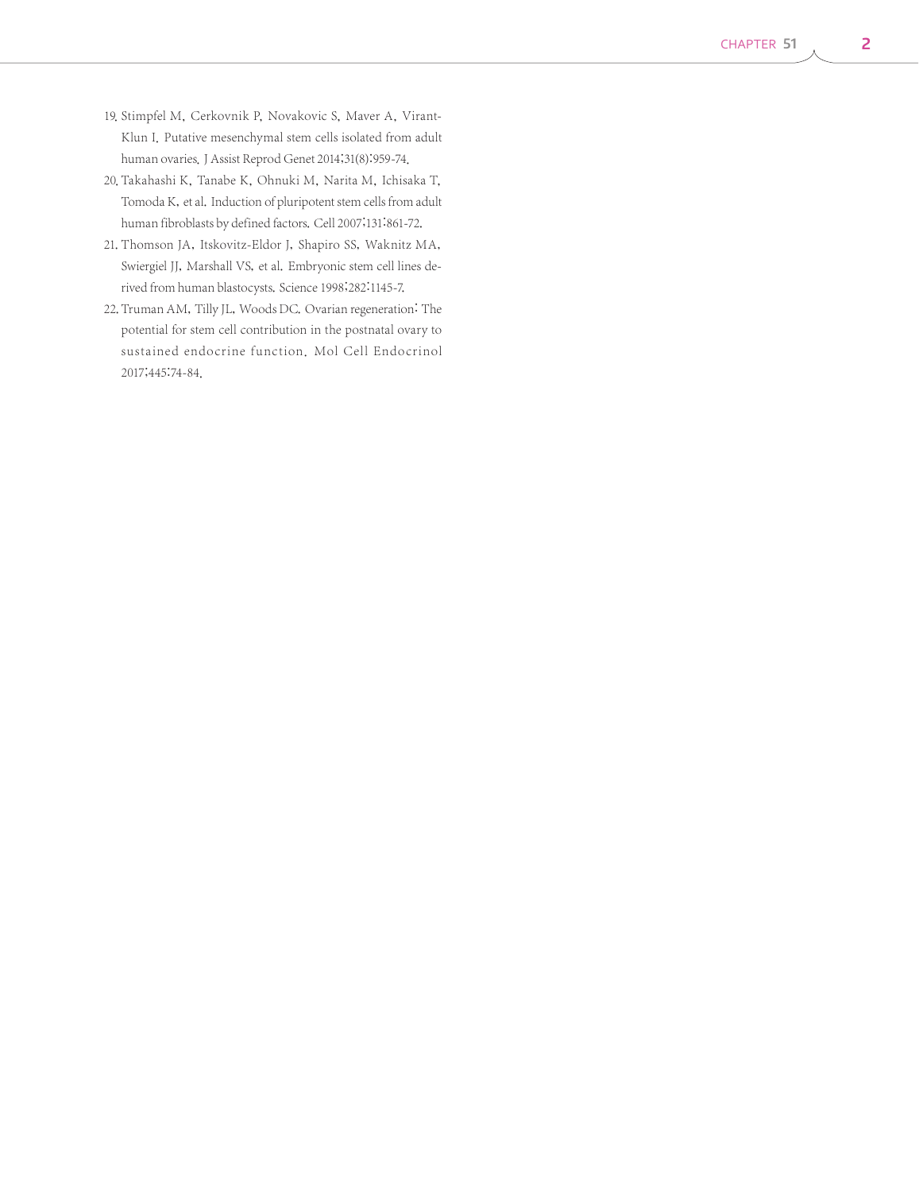19. Stimpfel M, Cerkovnik P, Novakovic S, Maver A, Virant-Klun I. Putative mesenchymal stem cells isolated from adult human ovaries. J Assist Reprod Genet 2014;31(8):959-74.
20. Takahashi K, Tanabe K, Ohnuki M, Narita M, Ichisaka T, Tomoda K, et al. Induction of pluripotent stem cells from adult human fibroblasts by defined factors. Cell 2007;131:861-72.
21. Thomson JA, Itskovitz-Eldor J, Shapiro SS, Waknitz MA, Swiergiel JJ, Marshall VS, et al. Embryonic stem cell lines derived from human blastocysts. Science 1998;282:1145-7.
22. Truman AM, Tilly JL, Woods DC. Ovarian regeneration: The potential for stem cell contribution in the postnatal ovary to sustained endocrine function. Mol Cell Endocrinol 2017;445:74-84.